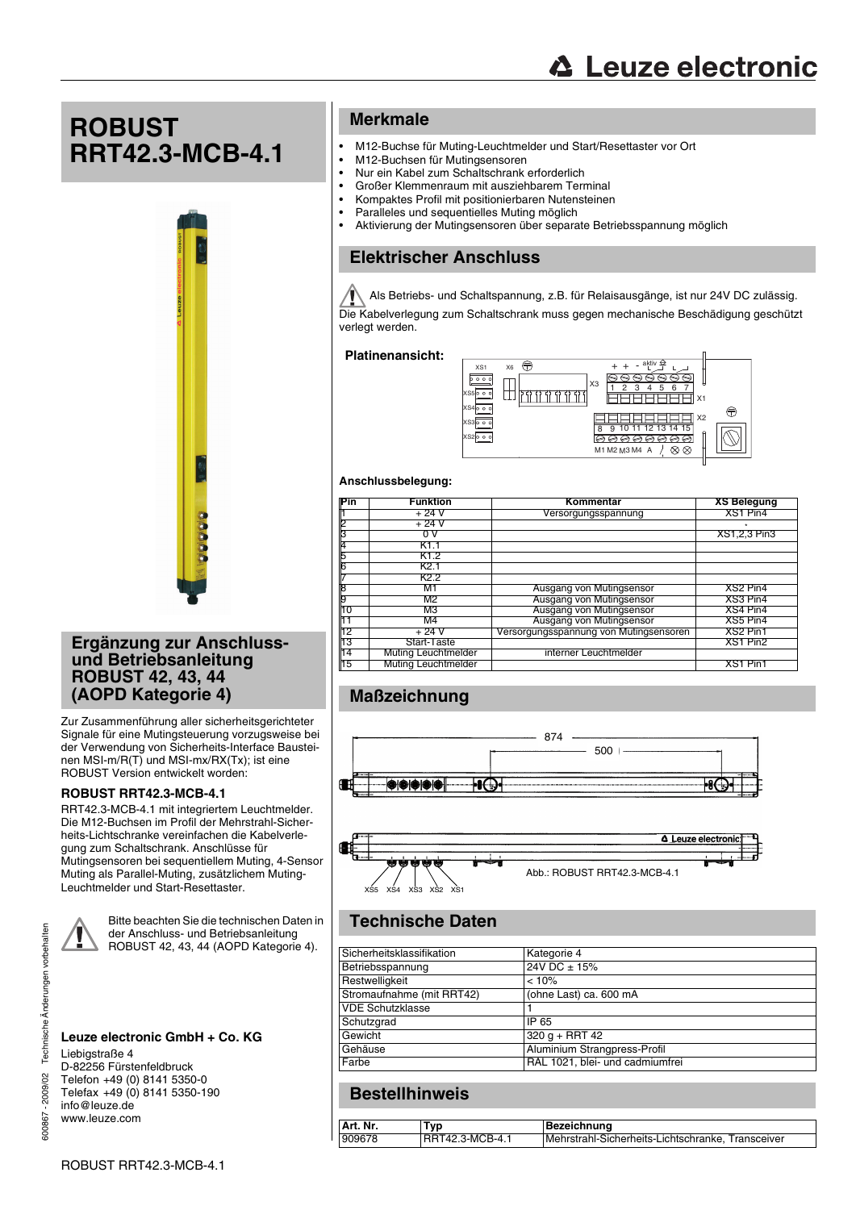# ROBUST RRT42.3-MCB-4.1

## Ergänzung zur Anschluss- und Betriebsanleitung ROBUST 42, 43, 44 (AOPD Kategorie 4)

Zur Zusammenführung aller sicherheitsgerichteter Signale für eine Mutingsteuerung vorzugsweise bei der Verwendung von Sicherheits-Interface Bausteinen MSI-m/R(T) und MSI-mx/RX(Tx); ist eine ROBUST Version entwickelt worden:

### ROBUST RRT42.3-MCB-4.1

RRT42.3-MCB-4.1 mit integriertem Leuchtmelder. Die M12-Buchsen im Profil der Mehrstrahl-Sicherheits-Lichtschranke vereinfachen die Kabelverlegung zum Schaltschrank. Anschlüsse für Mutingsensoren bei sequentiellem Muting, 4-Sensor Muting als Parallel-Muting, zusätzlichem Muting-Leuchtmelder und Start-Resettaster.

Bitte beachten Sie die technischen Daten in der Anschluss- und Betriebsanleitung ROBUST 42, 43, 44 (AOPD Kategorie 4).

**Leuze electronic GmbH + Co. KG**

Liebigstraße 4
D-82256 Fürstenfeldbruck
Telefon +49 (0) 8141 5350-0
Telefax +49 (0) 8141 5350-190
info@leuze.de
www.leuze.com

## Merkmale

- M12-Buchse für Muting-Leuchtmelder und Start/Resettaster vor Ort
- M12-Buchsen für Mutingsensoren
- Nur ein Kabel zum Schaltschrank erforderlich
- Großer Klemmenraum mit ausziehbarem Terminal
- Kompaktes Profil mit positionierbaren Nutensteinen
- Paralleles und sequentielles Muting möglich
- Aktivierung der Mutingsensoren über separate Betriebsspannung möglich

## Elektrischer Anschluss

Als Betriebs- und Schaltspannung, z.B. für Relaisausgänge, ist nur 24V DC zulässig.
Die Kabelverlegung zum Schaltschrank muss gegen mechanische Beschädigung geschützt verlegt werden.

**Platinenansicht:**

**Anschlussbelegung:**

| Pin | Funktion | Kommentar | XS Belegung |
|---|---|---|---|
| 1 | + 24 V | Versorgungsspannung | XS1 Pin4 |
| 2 | + 24 V | | - |
| 3 | 0 V | | XS1,2,3 Pin3 |
| 4 | K1.1 | | |
| 5 | K1.2 | | |
| 6 | K2.1 | | |
| 7 | K2.2 | | |
| 8 | M1 | Ausgang von Mutingsensor | XS2 Pin4 |
| 9 | M2 | Ausgang von Mutingsensor | XS3 Pin4 |
| 10 | M3 | Ausgang von Mutingsensor | XS4 Pin4 |
| 11 | M4 | Ausgang von Mutingsensor | XS5 Pin4 |
| 12 | + 24 V | Versorgungsspannung von Mutingsensoren | XS2 Pin1 |
| 13 | Start-Taste | | XS1 Pin2 |
| 14 | Muting Leuchtmelder | interner Leuchtmelder | |
| 15 | Muting Leuchtmelder | | XS1 Pin1 |

## Maßzeichnung

Abb.: ROBUST RRT42.3-MCB-4.1

## Technische Daten

| | |
|---|---|
| Sicherheitsklassifikation | Kategorie 4 |
| Betriebsspannung | 24V DC ± 15% |
| Restwelligkeit | < 10% |
| Stromaufnahme (mit RRT42) | (ohne Last) ca. 600 mA |
| VDE Schutzklasse | 1 |
| Schutzgrad | IP 65 |
| Gewicht | 320 g + RRT 42 |
| Gehäuse | Aluminium Strangpress-Profil |
| Farbe | RAL 1021, blei- und cadmiumfrei |

## Bestellhinweis

| Art. Nr. | Typ | Bezeichnung |
|---|---|---|
| 909678 | RRT42.3-MCB-4.1 | Mehrstrahl-Sicherheits-Lichtschranke, Transceiver |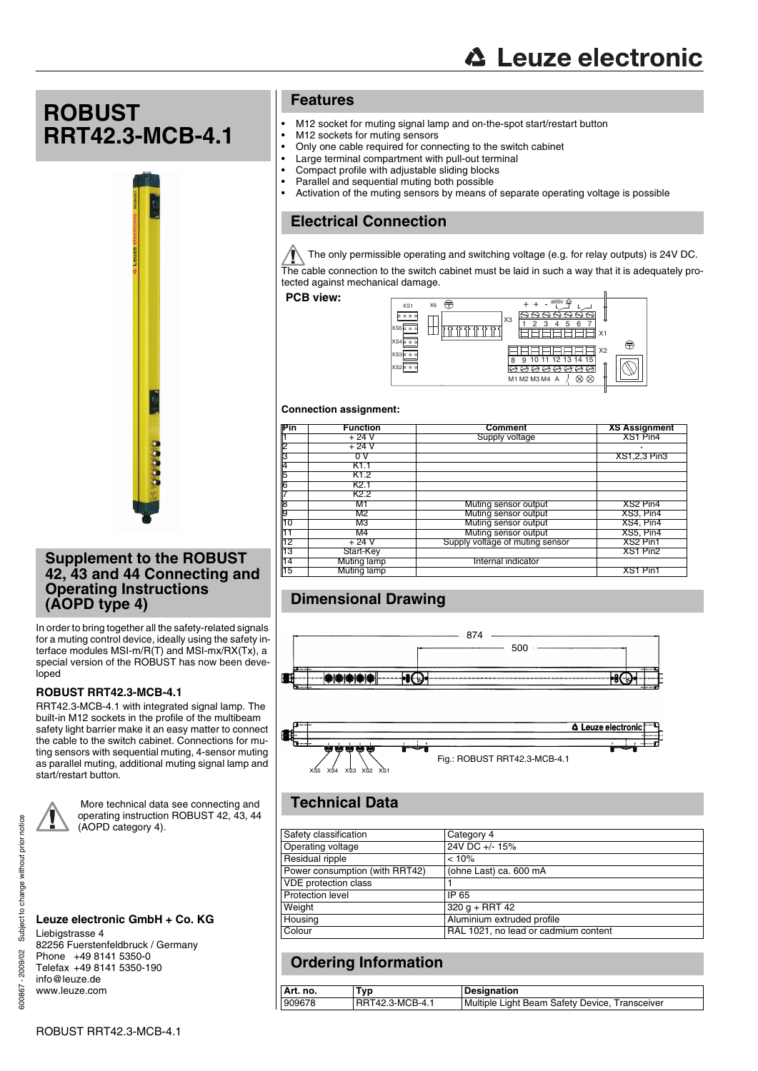# ROBUST RRT42.3-MCB-4.1

## Supplement to the ROBUST 42, 43 and 44 Connecting and Operating Instructions (AOPD type 4)

In order to bring together all the safety-related signals for a muting control device, ideally using the safety interface modules MSI-m/R(T) and MSI-mx/RX(Tx), a special version of the ROBUST has now been developed

### ROBUST RRT42.3-MCB-4.1

RRT42.3-MCB-4.1 with integrated signal lamp. The built-in M12 sockets in the profile of the multibeam safety light barrier make it an easy matter to connect the cable to the switch cabinet. Connections for muting sensors with sequential muting, 4-sensor muting as parallel muting, additional muting signal lamp and start/restart button.

More technical data see connecting and operating instruction ROBUST 42, 43, 44 (AOPD category 4).

**Leuze electronic GmbH + Co. KG**
Liebigstrasse 4
82256 Fuerstenfeldbruck / Germany
Phone +49 8141 5350-0
Telefax +49 8141 5350-190
info@leuze.de
www.leuze.com

## Features

- M12 socket for muting signal lamp and on-the-spot start/restart button
- M12 sockets for muting sensors
- Only one cable required for connecting to the switch cabinet
- Large terminal compartment with pull-out terminal
- Compact profile with adjustable sliding blocks
- Parallel and sequential muting both possible
- Activation of the muting sensors by means of separate operating voltage is possible

## Electrical Connection

The only permissible operating and switching voltage (e.g. for relay outputs) is 24V DC.
The cable connection to the switch cabinet must be laid in such a way that it is adequately protected against mechanical damage.

**PCB view:**

XS1 X6 X3 XS5 XS4 XS3 XS2 + + - aktiv 1 2 3 4 5 6 7 X1 X2 8 9 10 11 12 13 14 15 M1 M2 M3 M4 A

**Connection assignment:**

| Pin | Function | Comment | XS Assignment |
|---|---|---|---|
| 1 | + 24 V | Supply voltage | XS1 Pin4 |
| 2 | + 24 V | | - |
| 3 | 0 V | | XS1,2,3 Pin3 |
| 4 | K1.1 | | |
| 5 | K1.2 | | |
| 6 | K2.1 | | |
| 7 | K2.2 | | |
| 8 | M1 | Muting sensor output | XS2 Pin4 |
| 9 | M2 | Muting sensor output | XS3, Pin4 |
| 10 | M3 | Muting sensor output | XS4, Pin4 |
| 11 | M4 | Muting sensor output | XS5, Pin4 |
| 12 | + 24 V | Supply voltage of muting sensor | XS2 Pin1 |
| 13 | Start-Key | | XS1 Pin2 |
| 14 | Muting lamp | Internal indicator | |
| 15 | Muting lamp | | XS1 Pin1 |

## Dimensional Drawing

874
500
XS5 XS4 XS3 XS2 XS1

Fig.: ROBUST RRT42.3-MCB-4.1

## Technical Data

| | |
|---|---|
| Safety classification | Category 4 |
| Operating voltage | 24V DC +/- 15% |
| Residual ripple | < 10% |
| Power consumption (with RRT42) | (ohne Last) ca. 600 mA |
| VDE protection class | 1 |
| Protection level | IP 65 |
| Weight | 320 g + RRT 42 |
| Housing | Aluminium extruded profile |
| Colour | RAL 1021, no lead or cadmium content |

## Ordering Information

| Art. no. | Typ | Designation |
|---|---|---|
| 909678 | RRT42.3-MCB-4.1 | Multiple Light Beam Safety Device, Transceiver |

600867 - 2009/02 Subject to change without prior notice